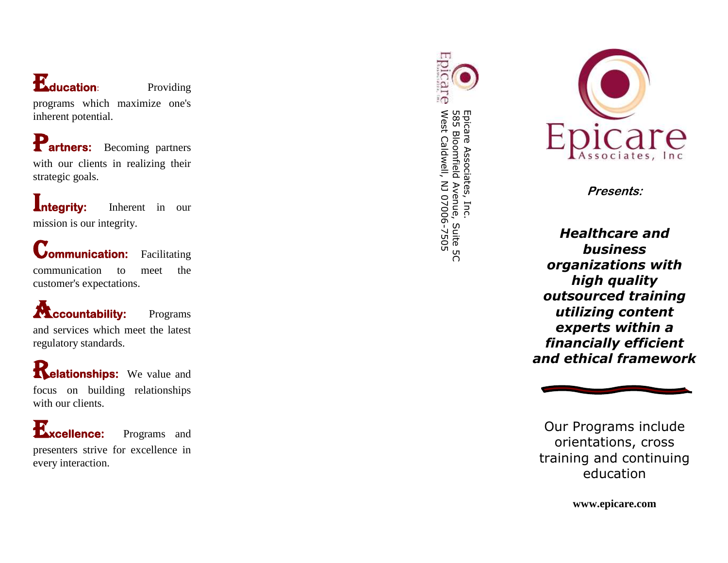**Education:** Providing programs which maximize one's inherent potential.

**Partners:** Becoming partners with our clients in realizing their strategic goals.

**Integrity:** Inherent in our mission is our integrity.

**Communication:** Facilitating communication to meet the customer's expectations.

**Accountability:** Programs and services which meet the latest regulatory standards.

**Relationships:** We value and focus on building relationships with our clients.

**Excellence:** Programs and presenters strive for excellence in every interaction.

Epicare Associates, Inc.
585 Bloomfield Avenue, Suite 5C
West Caldwell, NJ 07006-7505

# Epicare Associates, Inc

***Presents:***

***Healthcare and business organizations with high quality outsourced training utilizing content experts within a financially efficient and ethical framework***

Our Programs include orientations, cross training and continuing education

**www.epicare.com**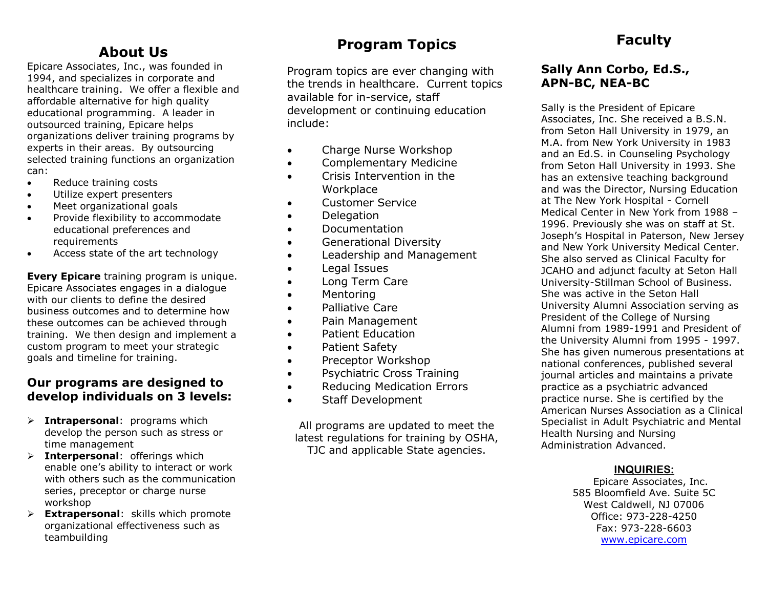## About Us

Epicare Associates, Inc., was founded in 1994, and specializes in corporate and healthcare training. We offer a flexible and affordable alternative for high quality educational programming. A leader in outsourced training, Epicare helps organizations deliver training programs by experts in their areas. By outsourcing selected training functions an organization can:

- Reduce training costs
- Utilize expert presenters
- Meet organizational goals
- Provide flexibility to accommodate educational preferences and requirements
- Access state of the art technology

**Every Epicare** training program is unique. Epicare Associates engages in a dialogue with our clients to define the desired business outcomes and to determine how these outcomes can be achieved through training. We then design and implement a custom program to meet your strategic goals and timeline for training.

### Our programs are designed to develop individuals on 3 levels:

- **Intrapersonal**: programs which develop the person such as stress or time management
- **Interpersonal**: offerings which enable one's ability to interact or work with others such as the communication series, preceptor or charge nurse workshop
- **Extrapersonal**: skills which promote organizational effectiveness such as teambuilding

## Program Topics

Program topics are ever changing with the trends in healthcare. Current topics available for in-service, staff development or continuing education include:

- Charge Nurse Workshop
- Complementary Medicine
- Crisis Intervention in the Workplace
- Customer Service
- Delegation
- Documentation
- Generational Diversity
- Leadership and Management
- Legal Issues
- Long Term Care
- Mentoring
- Palliative Care
- Pain Management
- Patient Education
- Patient Safety
- Preceptor Workshop
- Psychiatric Cross Training
- Reducing Medication Errors
- Staff Development

All programs are updated to meet the latest regulations for training by OSHA, TJC and applicable State agencies.

## Faculty

### Sally Ann Corbo, Ed.S., APN-BC, NEA-BC

Sally is the President of Epicare Associates, Inc. She received a B.S.N. from Seton Hall University in 1979, an M.A. from New York University in 1983 and an Ed.S. in Counseling Psychology from Seton Hall University in 1993. She has an extensive teaching background and was the Director, Nursing Education at The New York Hospital - Cornell Medical Center in New York from 1988 – 1996. Previously she was on staff at St. Joseph's Hospital in Paterson, New Jersey and New York University Medical Center. She also served as Clinical Faculty for JCAHO and adjunct faculty at Seton Hall University-Stillman School of Business. She was active in the Seton Hall University Alumni Association serving as President of the College of Nursing Alumni from 1989-1991 and President of the University Alumni from 1995 - 1997. She has given numerous presentations at national conferences, published several journal articles and maintains a private practice as a psychiatric advanced practice nurse. She is certified by the American Nurses Association as a Clinical Specialist in Adult Psychiatric and Mental Health Nursing and Nursing Administration Advanced.

**INQUIRIES:**

Epicare Associates, Inc.
585 Bloomfield Ave. Suite 5C
West Caldwell, NJ 07006
Office: 973-228-4250
Fax: 973-228-6603
www.epicare.com